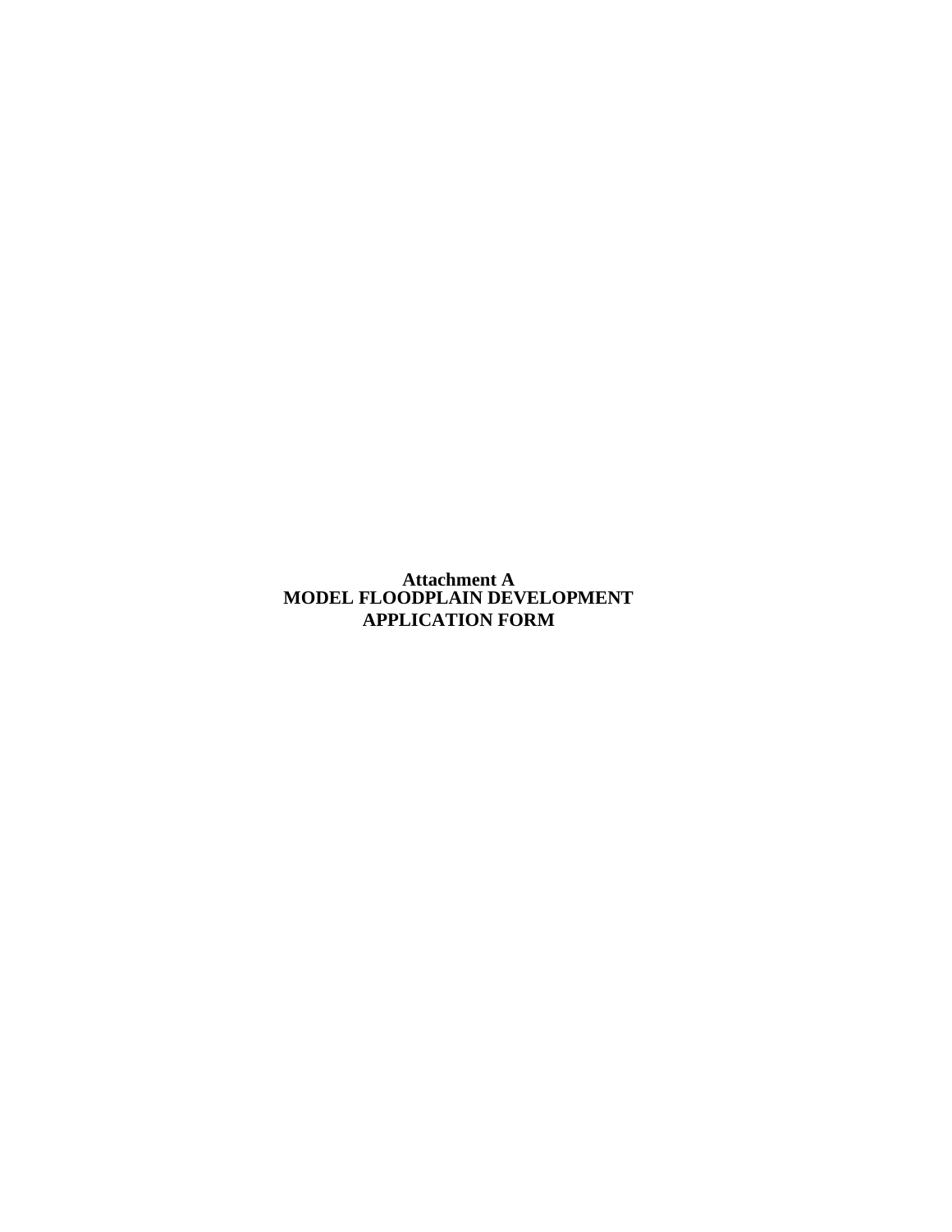# Attachment A
# MODEL FLOODPLAIN DEVELOPMENT APPLICATION FORM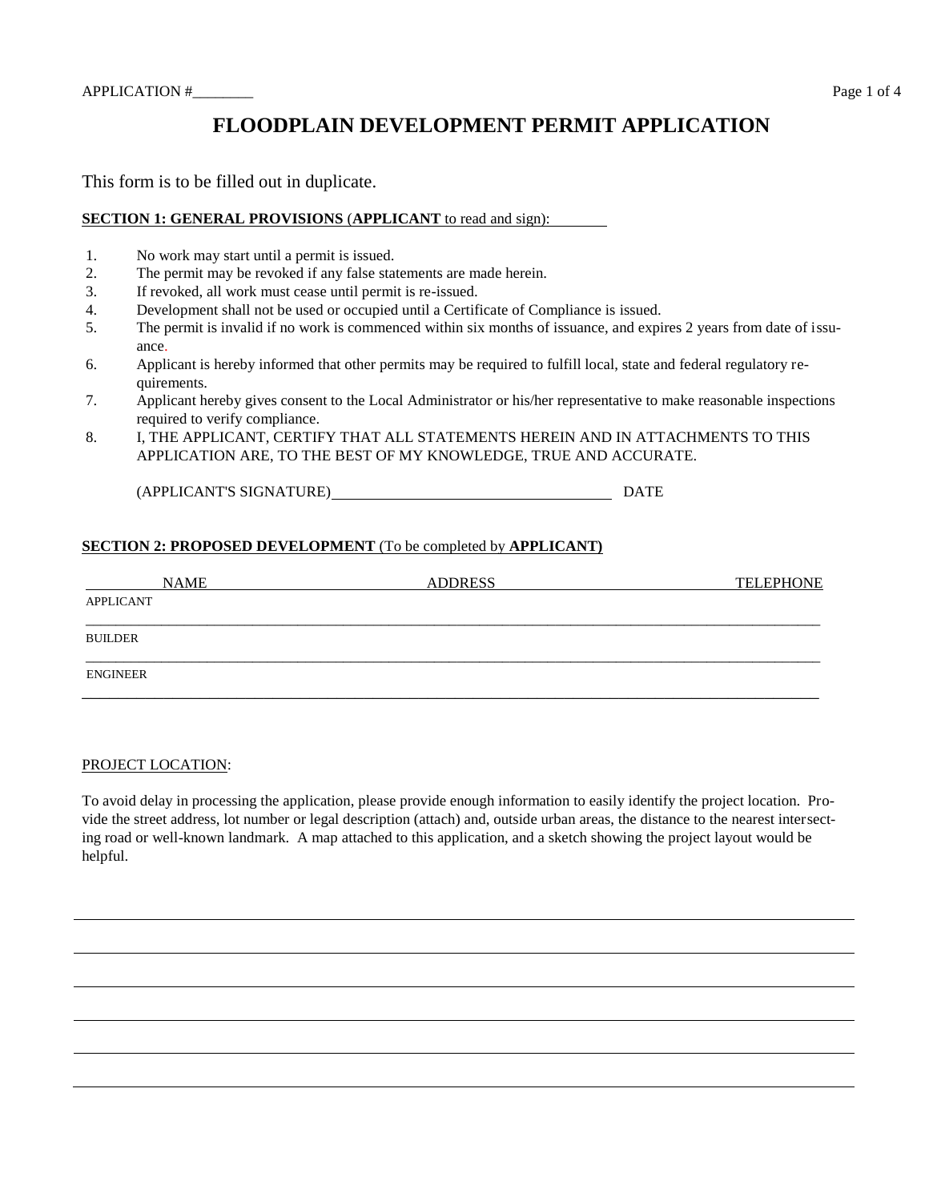APPLICATION #________

# FLOODPLAIN DEVELOPMENT PERMIT APPLICATION

This form is to be filled out in duplicate.

**SECTION 1: GENERAL PROVISIONS** (**APPLICANT** to read and sign):

1. No work may start until a permit is issued.
2. The permit may be revoked if any false statements are made herein.
3. If revoked, all work must cease until permit is re-issued.
4. Development shall not be used or occupied until a Certificate of Compliance is issued.
5. The permit is invalid if no work is commenced within six months of issuance, and expires 2 years from date of issuance.
6. Applicant is hereby informed that other permits may be required to fulfill local, state and federal regulatory requirements.
7. Applicant hereby gives consent to the Local Administrator or his/her representative to make reasonable inspections required to verify compliance.
8. I, THE APPLICANT, CERTIFY THAT ALL STATEMENTS HEREIN AND IN ATTACHMENTS TO THIS APPLICATION ARE, TO THE BEST OF MY KNOWLEDGE, TRUE AND ACCURATE.

(APPLICANT'S SIGNATURE)_________________________________ DATE

**SECTION 2: PROPOSED DEVELOPMENT** (To be completed by **APPLICANT)**

| | NAME | ADDRESS | TELEPHONE |
|---|---|---|---|
| APPLICANT | | | |
| BUILDER | | | |
| ENGINEER | | | |

PROJECT LOCATION:

To avoid delay in processing the application, please provide enough information to easily identify the project location. Provide the street address, lot number or legal description (attach) and, outside urban areas, the distance to the nearest intersecting road or well-known landmark. A map attached to this application, and a sketch showing the project layout would be helpful.

_______________________________________________________________________________

_______________________________________________________________________________

_______________________________________________________________________________

_______________________________________________________________________________

_______________________________________________________________________________

_______________________________________________________________________________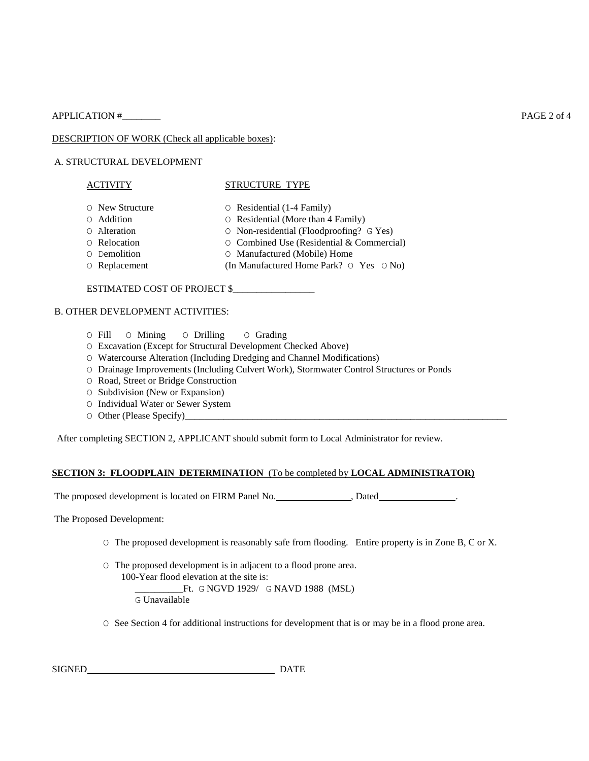APPLICATION #________

DESCRIPTION OF WORK (Check all applicable boxes):

A. STRUCTURAL DEVELOPMENT

| ACTIVITY | STRUCTURE TYPE |
|---|---|
| ○ New Structure | ○ Residential (1-4 Family) |
| ○ Addition | ○ Residential (More than 4 Family) |
| ○ Alteration | ○ Non-residential (Floodproofing? G Yes) |
| ○ Relocation | ○ Combined Use (Residential & Commercial) |
| ○ Demolition | ○ Manufactured (Mobile) Home |
| ○ Replacement | (In Manufactured Home Park? ○ Yes ○ No) |

ESTIMATED COST OF PROJECT $_________________

B. OTHER DEVELOPMENT ACTIVITIES:

○ Fill ○ Mining ○ Drilling ○ Grading
○ Excavation (Except for Structural Development Checked Above)
○ Watercourse Alteration (Including Dredging and Channel Modifications)
○ Drainage Improvements (Including Culvert Work), Stormwater Control Structures or Ponds
○ Road, Street or Bridge Construction
○ Subdivision (New or Expansion)
○ Individual Water or Sewer System
○ Other (Please Specify)_______________________________________________________________________

After completing SECTION 2, APPLICANT should submit form to Local Administrator for review.

**SECTION 3: FLOODPLAIN DETERMINATION** (To be completed by **LOCAL ADMINISTRATOR)**

The proposed development is located on FIRM Panel No.________________, Dated________________.

The Proposed Development:

○ The proposed development is reasonably safe from flooding. Entire property is in Zone B, C or X.

○ The proposed development is in adjacent to a flood prone area.
100-Year flood elevation at the site is:
__________Ft. G NGVD 1929/ G NAVD 1988 (MSL)
G Unavailable

○ See Section 4 for additional instructions for development that is or may be in a flood prone area.

SIGNED_______________________________________ DATE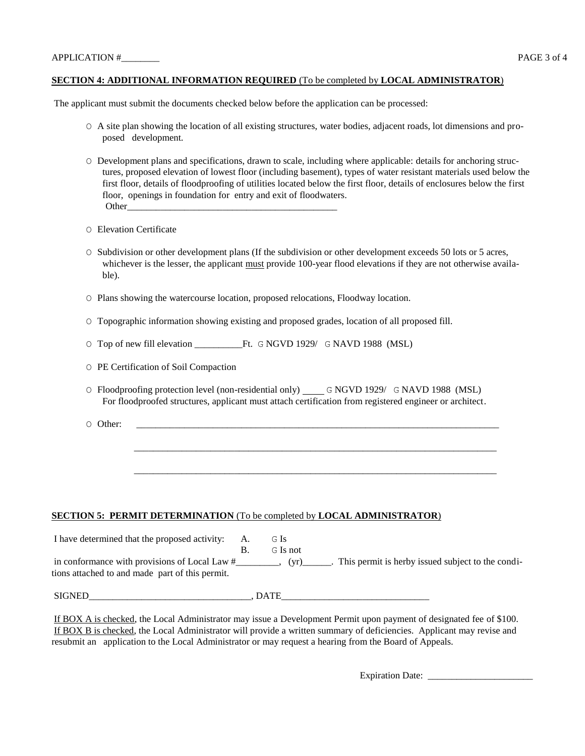APPLICATION #________

**SECTION 4: ADDITIONAL INFORMATION REQUIRED** (To be completed by **LOCAL ADMINISTRATOR**)

The applicant must submit the documents checked below before the application can be processed:

- ○ A site plan showing the location of all existing structures, water bodies, adjacent roads, lot dimensions and proposed development.
- ○ Development plans and specifications, drawn to scale, including where applicable: details for anchoring structures, proposed elevation of lowest floor (including basement), types of water resistant materials used below the first floor, details of floodproofing of utilities located below the first floor, details of enclosures below the first floor, openings in foundation for entry and exit of floodwaters.
  Other_____________________________________________
- ○ Elevation Certificate
- ○ Subdivision or other development plans (If the subdivision or other development exceeds 50 lots or 5 acres, whichever is the lesser, the applicant must provide 100-year flood elevations if they are not otherwise available).
- ○ Plans showing the watercourse location, proposed relocations, Floodway location.
- ○ Topographic information showing existing and proposed grades, location of all proposed fill.
- ○ Top of new fill elevation __________Ft. ☐ NGVD 1929/ ☐ NAVD 1988 (MSL)
- ○ PE Certification of Soil Compaction
- ○ Floodproofing protection level (non-residential only) ____ ☐ NGVD 1929/ ☐ NAVD 1988 (MSL)
  For floodproofed structures, applicant must attach certification from registered engineer or architect.
- ○ Other: ______________________________________________________________________________

  ______________________________________________________________________________

  ______________________________________________________________________________

**SECTION 5: PERMIT DETERMINATION** (To be completed by **LOCAL ADMINISTRATOR**)

I have determined that the proposed activity: A. ☐ Is
B. ☐ Is not
in conformance with provisions of Local Law #_________, (yr)______. This permit is herby issued subject to the conditions attached to and made part of this permit.

SIGNED_________________________________, DATE_____________________________

If BOX A is checked, the Local Administrator may issue a Development Permit upon payment of designated fee of $100.
If BOX B is checked, the Local Administrator will provide a written summary of deficiencies. Applicant may revise and resubmit an application to the Local Administrator or may request a hearing from the Board of Appeals.

Expiration Date: ______________________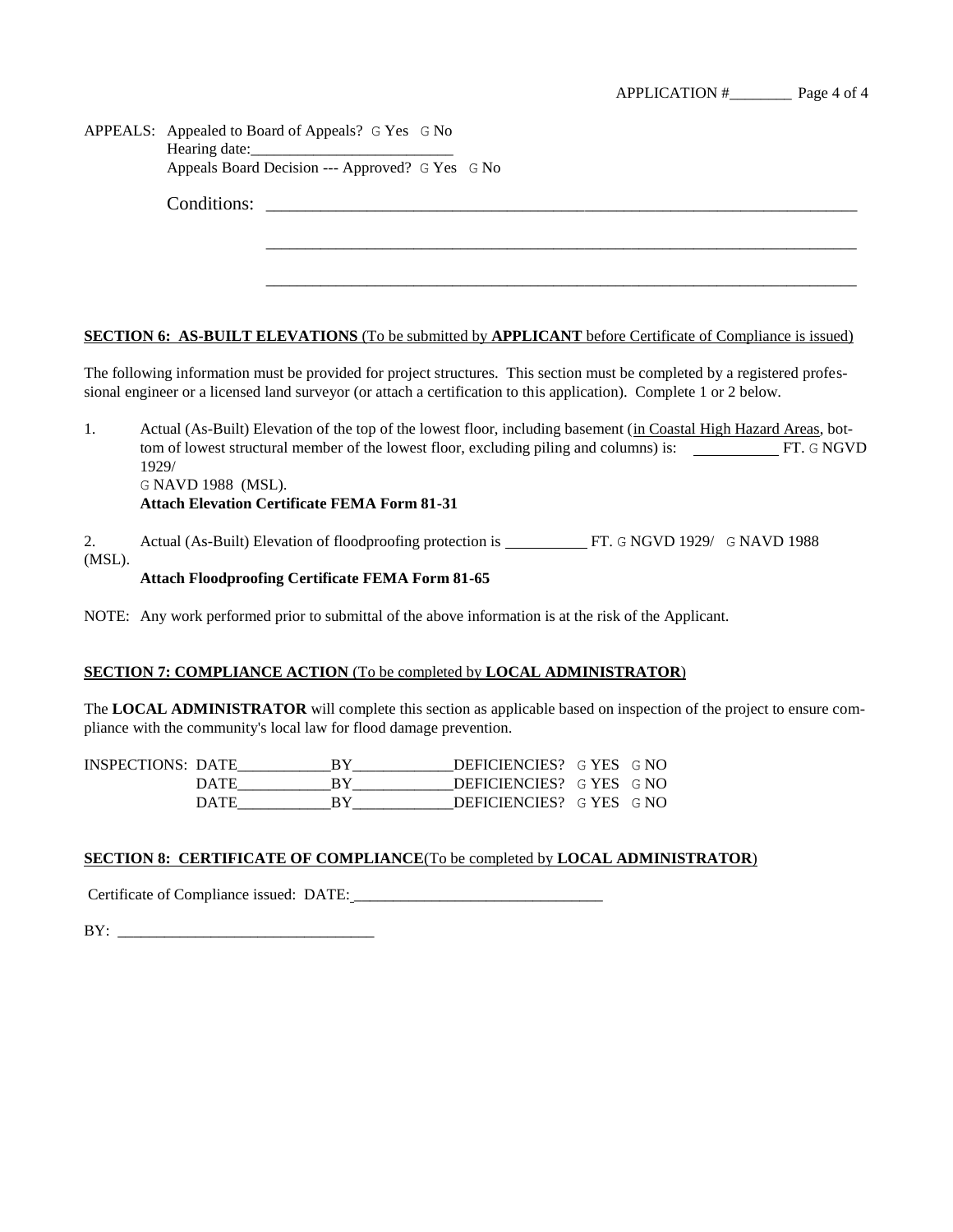APPLICATION #________

APPEALS: Appealed to Board of Appeals? G Yes G No
Hearing date:_________________________
Appeals Board Decision --- Approved? G Yes G No

Conditions: ________________________________________________________________________

________________________________________________________________________

________________________________________________________________________

**SECTION 6: AS-BUILT ELEVATIONS** (To be submitted by **APPLICANT** before Certificate of Compliance is issued)

The following information must be provided for project structures. This section must be completed by a registered professional engineer or a licensed land surveyor (or attach a certification to this application). Complete 1 or 2 below.

1. Actual (As-Built) Elevation of the top of the lowest floor, including basement (in Coastal High Hazard Areas, bottom of lowest structural member of the lowest floor, excluding piling and columns) is: __________ FT. G NGVD 1929/ G NAVD 1988 (MSL).
   **Attach Elevation Certificate FEMA Form 81-31**

2. Actual (As-Built) Elevation of floodproofing protection is __________ FT. G NGVD 1929/ G NAVD 1988 (MSL).
   **Attach Floodproofing Certificate FEMA Form 81-65**

NOTE: Any work performed prior to submittal of the above information is at the risk of the Applicant.

**SECTION 7: COMPLIANCE ACTION** (To be completed by **LOCAL ADMINISTRATOR**)

The **LOCAL ADMINISTRATOR** will complete this section as applicable based on inspection of the project to ensure compliance with the community's local law for flood damage prevention.

INSPECTIONS: DATE___________BY____________DEFICIENCIES? G YES G NO
DATE___________BY____________DEFICIENCIES? G YES G NO
DATE___________BY____________DEFICIENCIES? G YES G NO

**SECTION 8: CERTIFICATE OF COMPLIANCE** (To be completed by **LOCAL ADMINISTRATOR**)

Certificate of Compliance issued: DATE:_______________________________

BY: ________________________________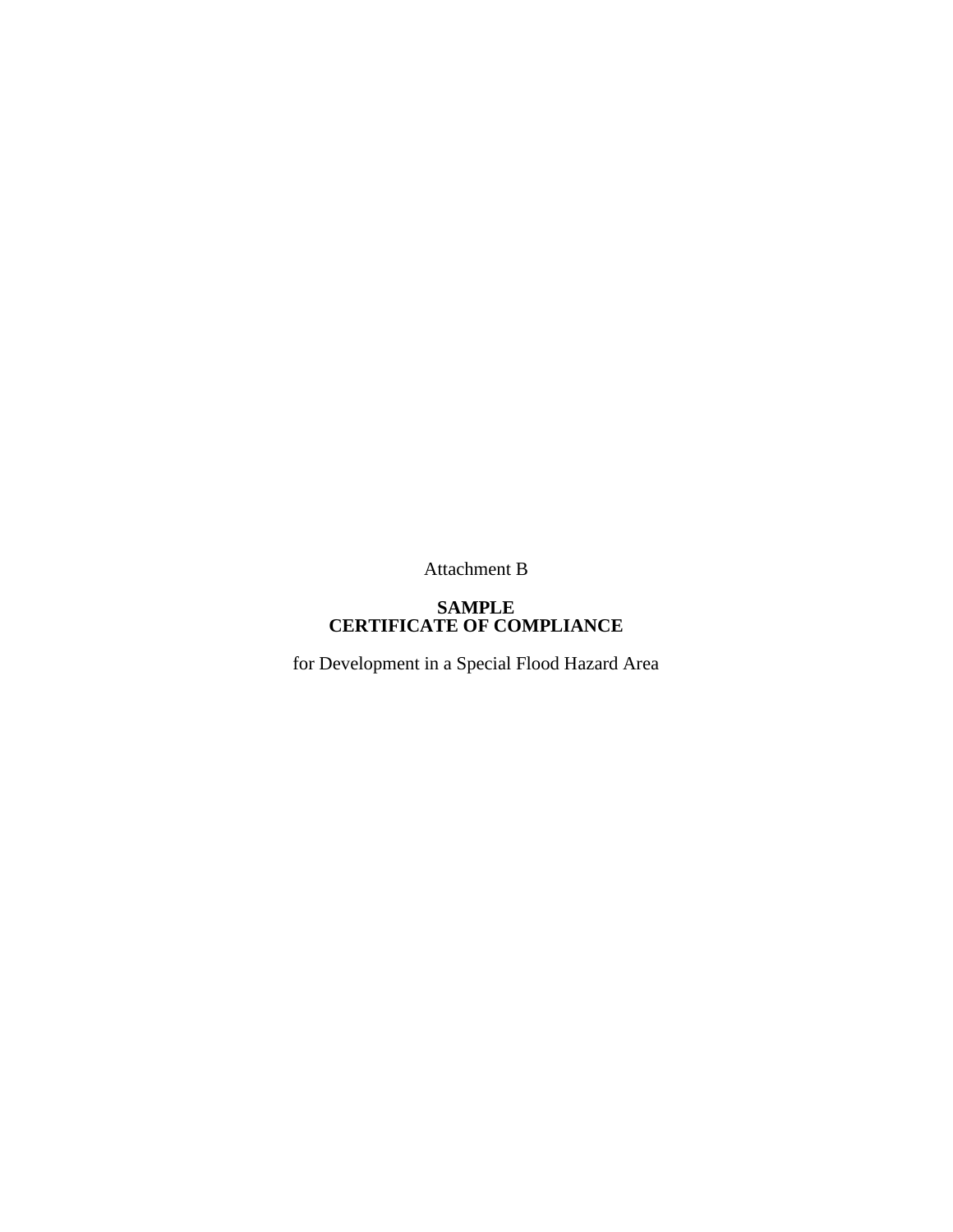Attachment B

**SAMPLE**
**CERTIFICATE OF COMPLIANCE**

for Development in a Special Flood Hazard Area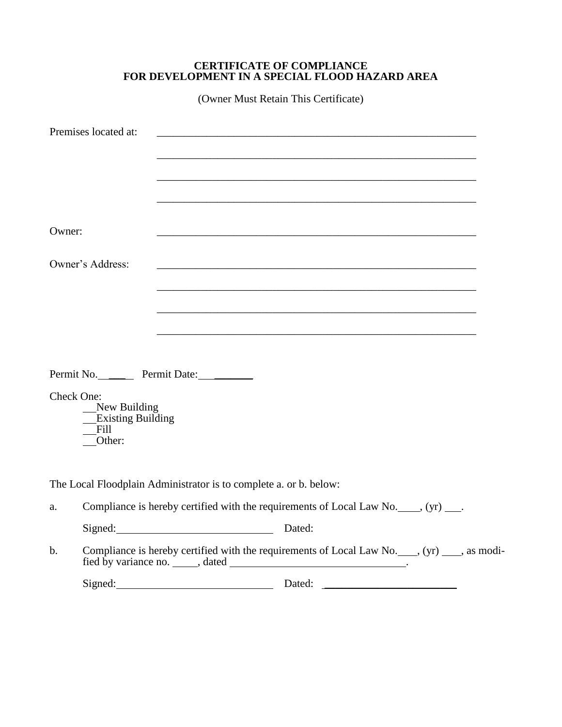**CERTIFICATE OF COMPLIANCE**
**FOR DEVELOPMENT IN A SPECIAL FLOOD HAZARD AREA**

(Owner Must Retain This Certificate)

Premises located at: ____________________________________________________________

____________________________________________________________

____________________________________________________________

____________________________________________________________

Owner: ____________________________________________________________

Owner's Address: ____________________________________________________________

____________________________________________________________

____________________________________________________________

____________________________________________________________

Permit No. _______ Permit Date: __________

Check One:

__New Building
__Existing Building
__Fill
__Other:

The Local Floodplain Administrator is to complete a. or b. below:

a. Compliance is hereby certified with the requirements of Local Law No.____, (yr) ___.

Signed: ____________________________ Dated:

b. Compliance is hereby certified with the requirements of Local Law No.___, (yr) ___, as modified by variance no. _____, dated ________________________________.

Signed: ____________________________ Dated: ________________________